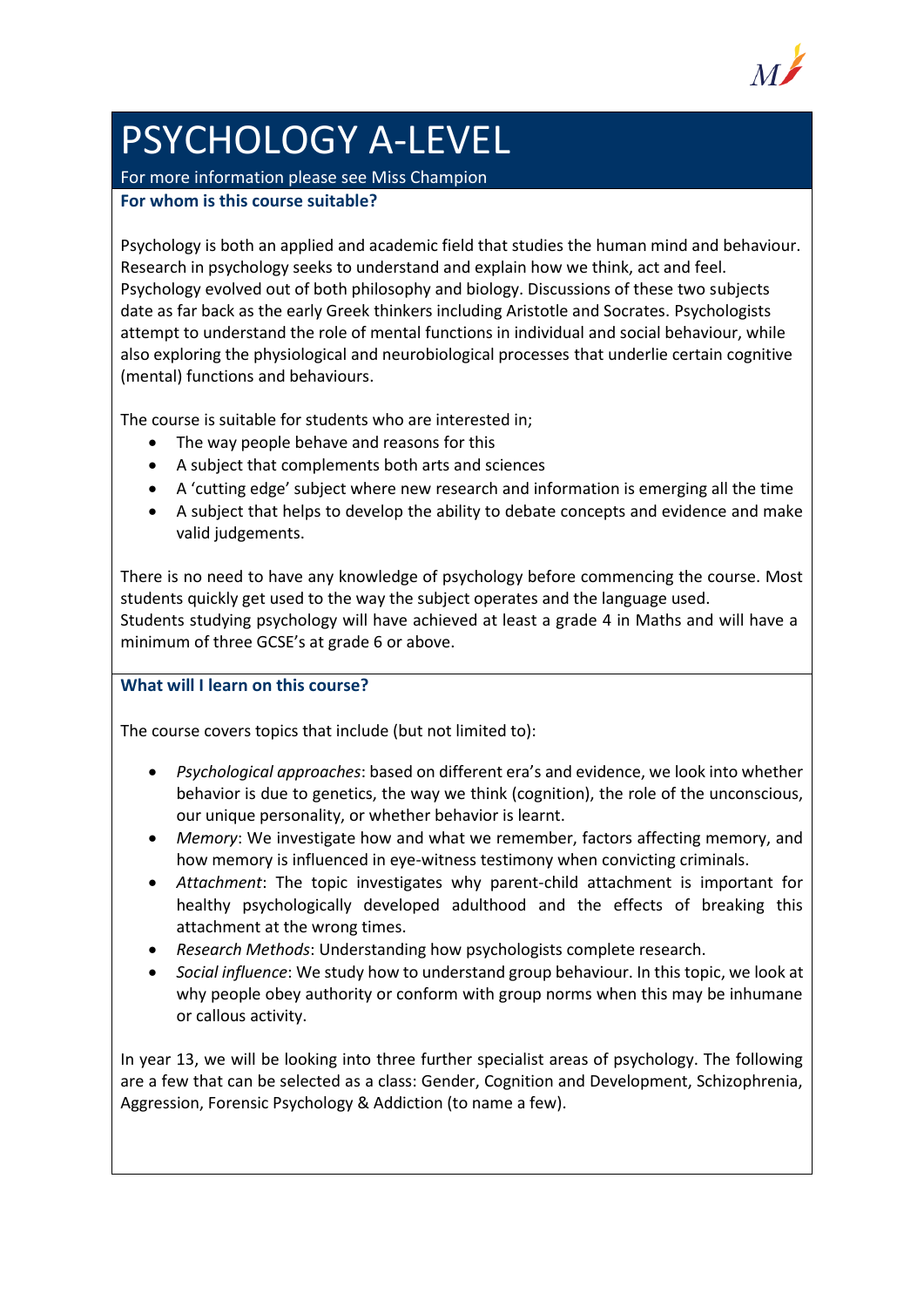# PSYCHOLOGY A-LEVEL

For more information please see Miss Champion

### For whom is this course suitable?

Psychology is both an applied and academic field that studies the human mind and behaviour. Research in psychology seeks to understand and explain how we think, act and feel. Psychology evolved out of both philosophy and biology. Discussions of these two subjects date as far back as the early Greek thinkers including Aristotle and Socrates. Psychologists attempt to understand the role of mental functions in individual and social behaviour, while also exploring the physiological and neurobiological processes that underlie certain cognitive (mental) functions and behaviours.

The course is suitable for students who are interested in;

- The way people behave and reasons for this
- A subject that complements both arts and sciences
- A 'cutting edge' subject where new research and information is emerging all the time
- A subject that helps to develop the ability to debate concepts and evidence and make valid judgements.

There is no need to have any knowledge of psychology before commencing the course. Most students quickly get used to the way the subject operates and the language used.
Students studying psychology will have achieved at least a grade 4 in Maths and will have a minimum of three GCSE's at grade 6 or above.

### What will I learn on this course?

The course covers topics that include (but not limited to):

- *Psychological approaches*: based on different era's and evidence, we look into whether behavior is due to genetics, the way we think (cognition), the role of the unconscious, our unique personality, or whether behavior is learnt.
- *Memory*: We investigate how and what we remember, factors affecting memory, and how memory is influenced in eye-witness testimony when convicting criminals.
- *Attachment*: The topic investigates why parent-child attachment is important for healthy psychologically developed adulthood and the effects of breaking this attachment at the wrong times.
- *Research Methods*: Understanding how psychologists complete research.
- *Social influence*: We study how to understand group behaviour. In this topic, we look at why people obey authority or conform with group norms when this may be inhumane or callous activity.

In year 13, we will be looking into three further specialist areas of psychology. The following are a few that can be selected as a class: Gender, Cognition and Development, Schizophrenia, Aggression, Forensic Psychology & Addiction (to name a few).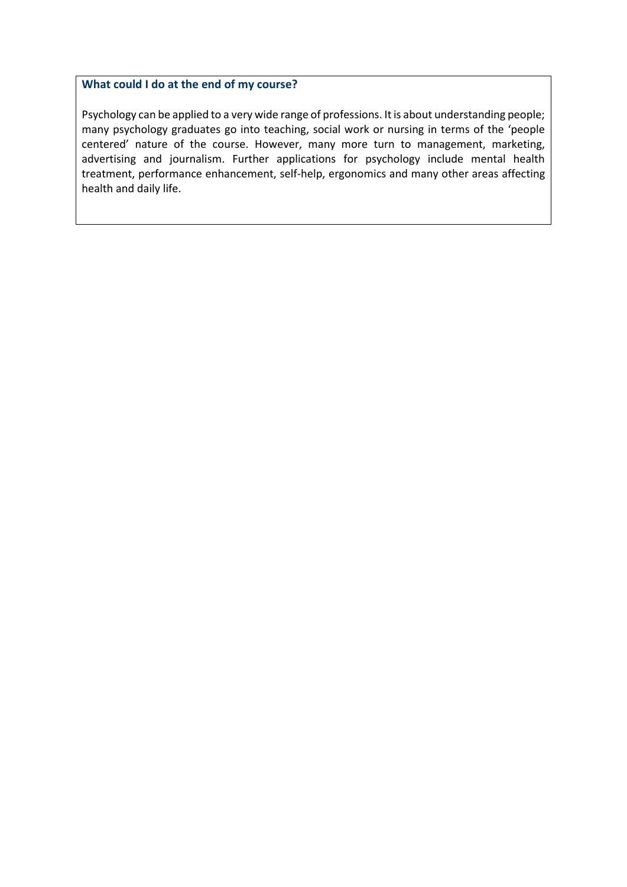**What could I do at the end of my course?**

Psychology can be applied to a very wide range of professions. It is about understanding people; many psychology graduates go into teaching, social work or nursing in terms of the 'people centered' nature of the course. However, many more turn to management, marketing, advertising and journalism. Further applications for psychology include mental health treatment, performance enhancement, self-help, ergonomics and many other areas affecting health and daily life.